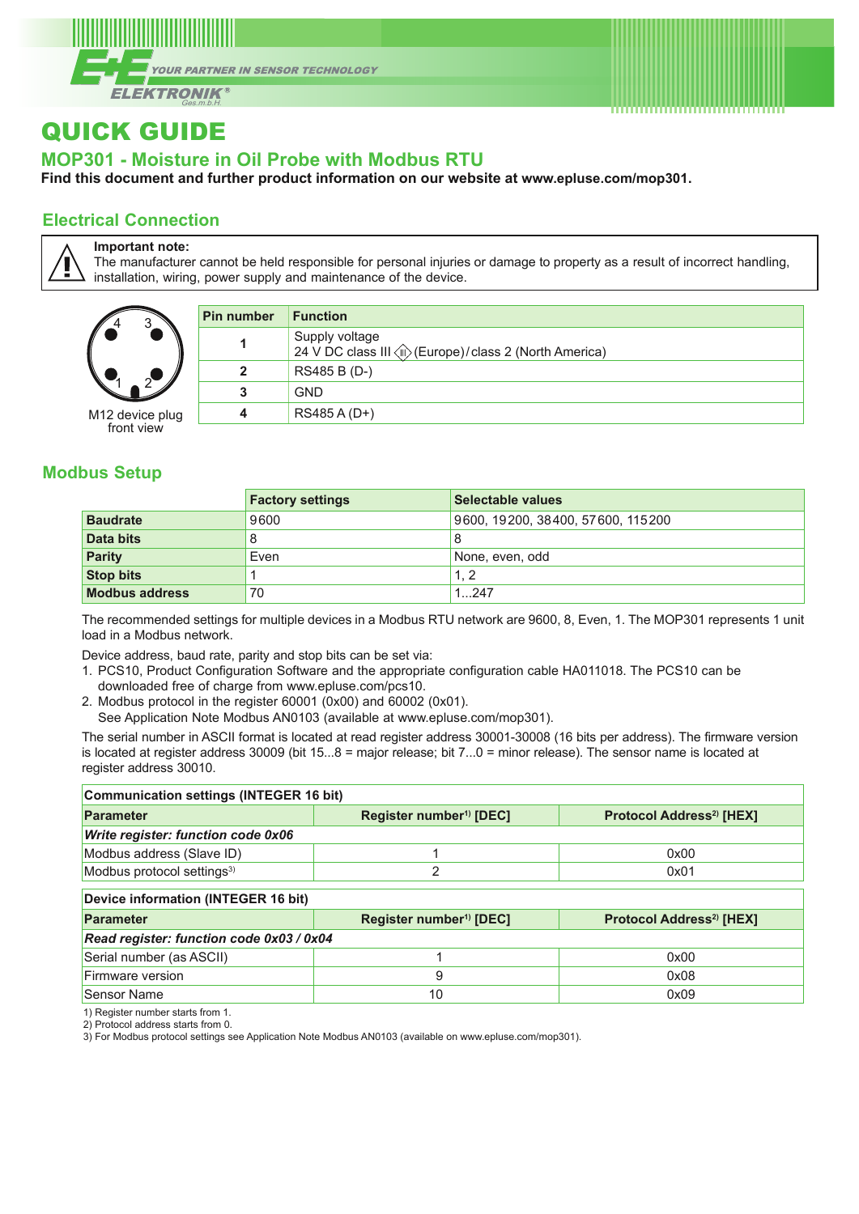# QUICK GUIDE

## MOP301 - Moisture in Oil Probe with Modbus RTU

**Find this document and further product information on our website at www.epluse.com/mop301.**

## Electrical Connection

**Important note:**
The manufacturer cannot be held responsible for personal injuries or damage to property as a result of incorrect handling, installation, wiring, power supply and maintenance of the device.

M12 device plug front view

| Pin number | Function |
|---|---|
| 1 | Supply voltage<br>24 V DC class III (Europe) / class 2 (North America) |
| 2 | RS485 B (D-) |
| 3 | GND |
| 4 | RS485 A (D+) |

## Modbus Setup

| | Factory settings | Selectable values |
|---|---|---|
| **Baudrate** | 9600 | 9600, 19200, 38400, 57600, 115200 |
| **Data bits** | 8 | 8 |
| **Parity** | Even | None, even, odd |
| **Stop bits** | 1 | 1, 2 |
| **Modbus address** | 70 | 1...247 |

The recommended settings for multiple devices in a Modbus RTU network are 9600, 8, Even, 1. The MOP301 represents 1 unit load in a Modbus network.

Device address, baud rate, parity and stop bits can be set via:

1. PCS10, Product Configuration Software and the appropriate configuration cable HA011018. The PCS10 can be downloaded free of charge from www.epluse.com/pcs10.
2. Modbus protocol in the register 60001 (0x00) and 60002 (0x01).
   See Application Note Modbus AN0103 (available at www.epluse.com/mop301).

The serial number in ASCII format is located at read register address 30001-30008 (16 bits per address). The firmware version is located at register address 30009 (bit 15...8 = major release; bit 7...0 = minor release). The sensor name is located at register address 30010.

| **Communication settings (INTEGER 16 bit)** | | |
|---|---|---|
| **Parameter** | **Register number[1] [DEC]** | **Protocol Address[2] [HEX]** |
| ***Write register: function code 0x06*** | | |
| Modbus address (Slave ID) | 1 | 0x00 |
| Modbus protocol settings[3] | 2 | 0x01 |

| **Device information (INTEGER 16 bit)** | | |
|---|---|---|
| **Parameter** | **Register number[1] [DEC]** | **Protocol Address[2] [HEX]** |
| ***Read register: function code 0x03 / 0x04*** | | |
| Serial number (as ASCII) | 1 | 0x00 |
| Firmware version | 9 | 0x08 |
| Sensor Name | 10 | 0x09 |

1) Register number starts from 1.
2) Protocol address starts from 0.
3) For Modbus protocol settings see Application Note Modbus AN0103 (available on www.epluse.com/mop301).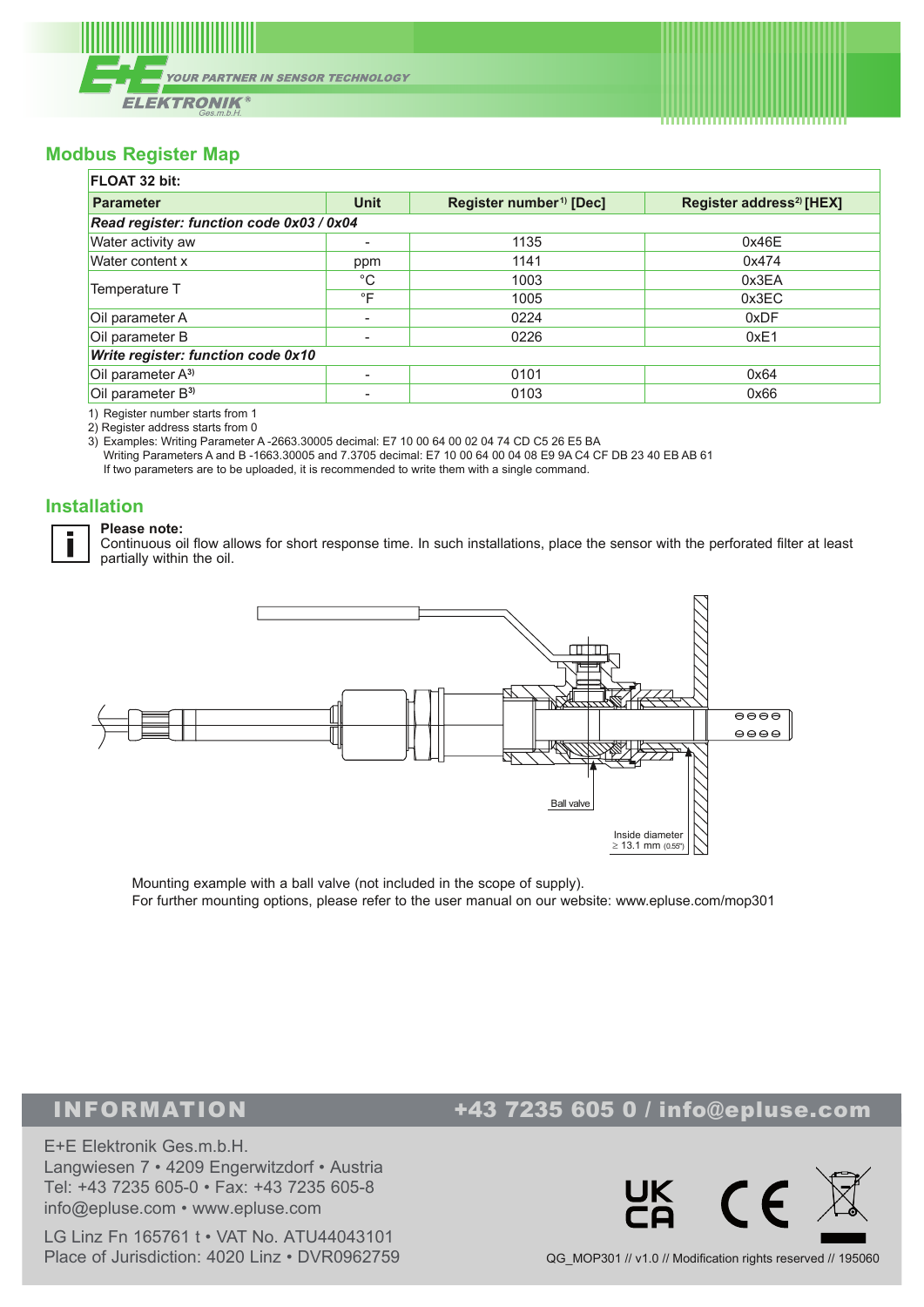## Modbus Register Map

| FLOAT 32 bit: | | | |
|---|---|---|---|
| **Parameter** | **Unit** | **Register number[1] [Dec]** | **Register address[2] [HEX]** |
| ***Read register: function code 0x03 / 0x04*** | | | |
| Water activity aw | - | 1135 | 0x46E |
| Water content x | ppm | 1141 | 0x474 |
| Temperature T | °C | 1003 | 0x3EA |
| | °F | 1005 | 0x3EC |
| Oil parameter A | - | 0224 | 0xDF |
| Oil parameter B | - | 0226 | 0xE1 |
| ***Write register: function code 0x10*** | | | |
| Oil parameter A[3] | - | 0101 | 0x64 |
| Oil parameter B[3] | - | 0103 | 0x66 |

1) Register number starts from 1
2) Register address starts from 0
3) Examples: Writing Parameter A -2663.30005 decimal: E7 10 00 64 00 02 04 74 CD C5 26 E5 BA
Writing Parameters A and B -1663.30005 and 7.3705 decimal: E7 10 00 64 00 04 08 E9 9A C4 CF DB 23 40 EB AB 61
If two parameters are to be uploaded, it is recommended to write them with a single command.

## Installation

**Please note:**
Continuous oil flow allows for short response time. In such installations, place the sensor with the perforated filter at least partially within the oil.

Ball valve

Inside diameter
≥ 13.1 mm (0.55")

Mounting example with a ball valve (not included in the scope of supply).
For further mounting options, please refer to the user manual on our website: www.epluse.com/mop301

**INFORMATION** **+43 7235 605 0 / info@epluse.com**

E+E Elektronik Ges.m.b.H.
Langwiesen 7 • 4209 Engerwitzdorf • Austria
Tel: +43 7235 605-0 • Fax: +43 7235 605-8
info@epluse.com • www.epluse.com

LG Linz Fn 165761 t • VAT No. ATU44043101
Place of Jurisdiction: 4020 Linz • DVR0962759

QG_MOP301 // v1.0 // Modification rights reserved // 195060